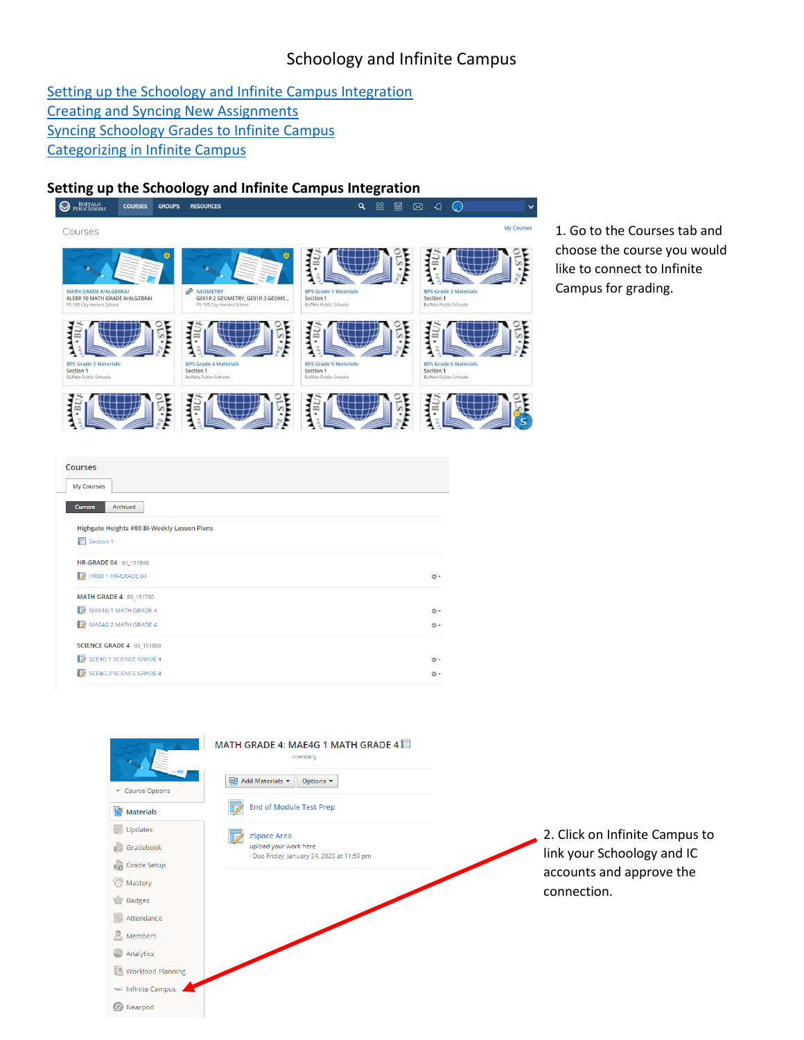# Schoology and Infinite Campus

[Setting up the Schoology and Infinite Campus Integration](#)
[Creating and Syncing New Assignments](#)
[Syncing Schoology Grades to Infinite Campus](#)
[Categorizing in Infinite Campus](#)

## Setting up the Schoology and Infinite Campus Integration

1. Go to the Courses tab and choose the course you would like to connect to Infinite Campus for grading.

2. Click on Infinite Campus to link your Schoology and IC accounts and approve the connection.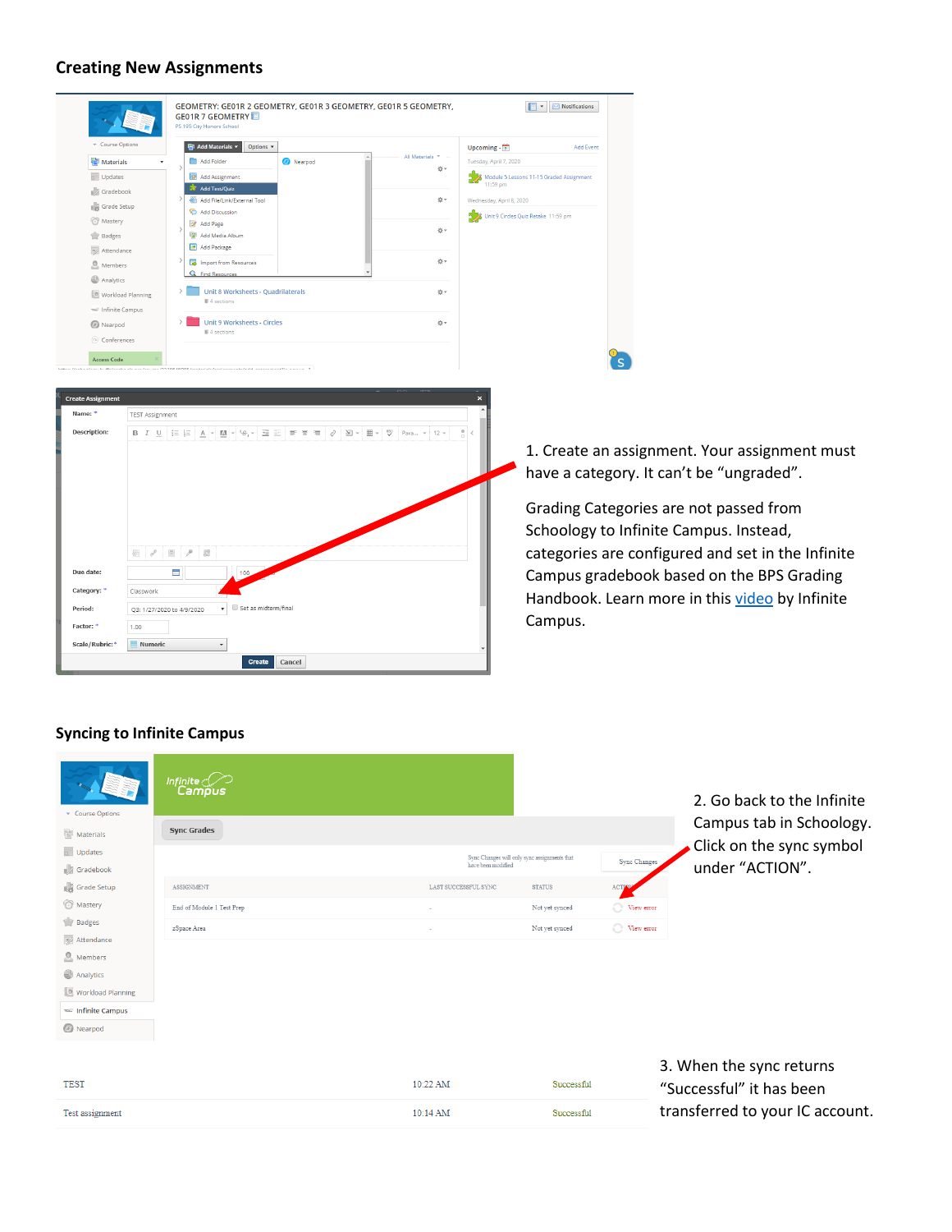## Creating New Assignments

1. Create an assignment. Your assignment must have a category. It can't be "ungraded".

Grading Categories are not passed from Schoology to Infinite Campus. Instead, categories are configured and set in the Infinite Campus gradebook based on the BPS Grading Handbook. Learn more in this video by Infinite Campus.

## Syncing to Infinite Campus

2. Go back to the Infinite Campus tab in Schoology. Click on the sync symbol under "ACTION".

3. When the sync returns "Successful" it has been transferred to your IC account.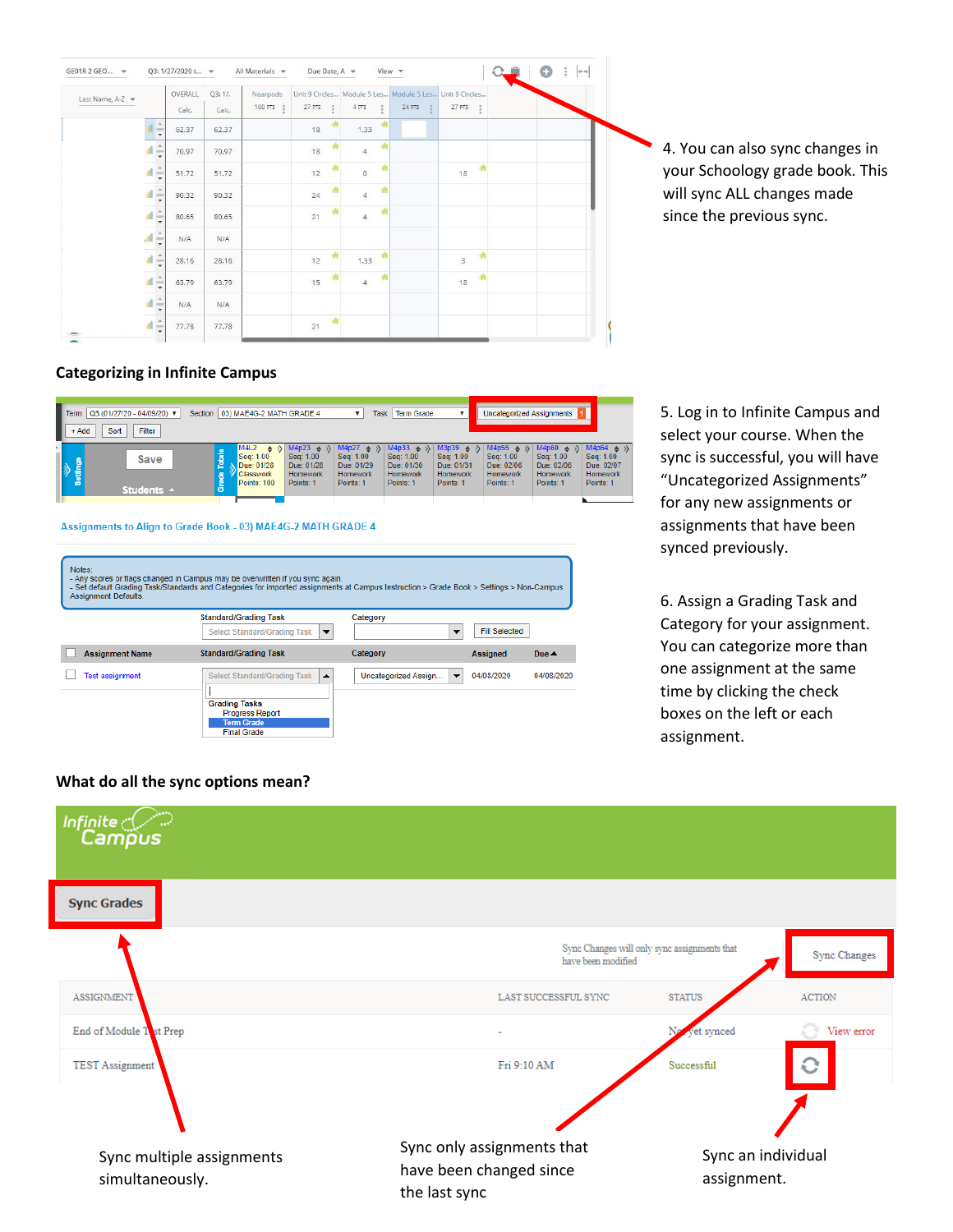4. You can also sync changes in your Schoology grade book. This will sync ALL changes made since the previous sync.

**Categorizing in Infinite Campus**

5. Log in to Infinite Campus and select your course. When the sync is successful, you will have "Uncategorized Assignments" for any new assignments or assignments that have been synced previously.

6. Assign a Grading Task and Category for your assignment. You can categorize more than one assignment at the same time by clicking the check boxes on the left or each assignment.

**What do all the sync options mean?**

Sync multiple assignments simultaneously.

Sync only assignments that have been changed since the last sync

Sync an individual assignment.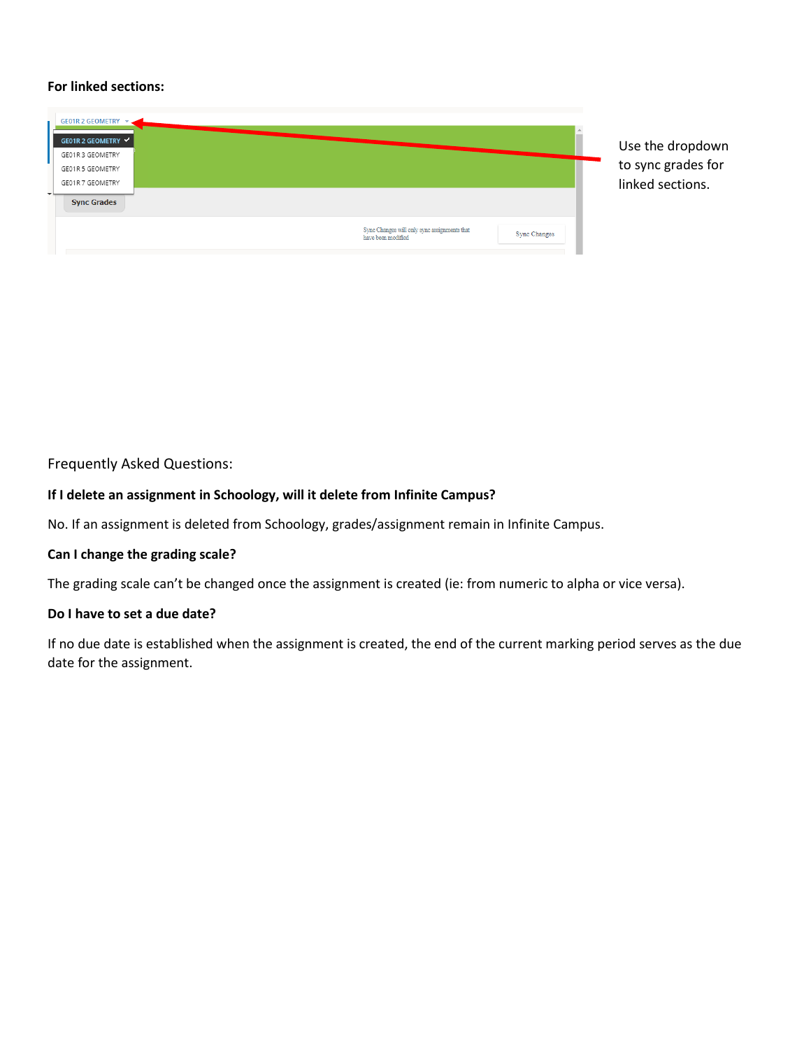**For linked sections:**

Use the dropdown to sync grades for linked sections.

Frequently Asked Questions:

**If I delete an assignment in Schoology, will it delete from Infinite Campus?**

No. If an assignment is deleted from Schoology, grades/assignment remain in Infinite Campus.

**Can I change the grading scale?**

The grading scale can't be changed once the assignment is created (ie: from numeric to alpha or vice versa).

**Do I have to set a due date?**

If no due date is established when the assignment is created, the end of the current marking period serves as the due date for the assignment.